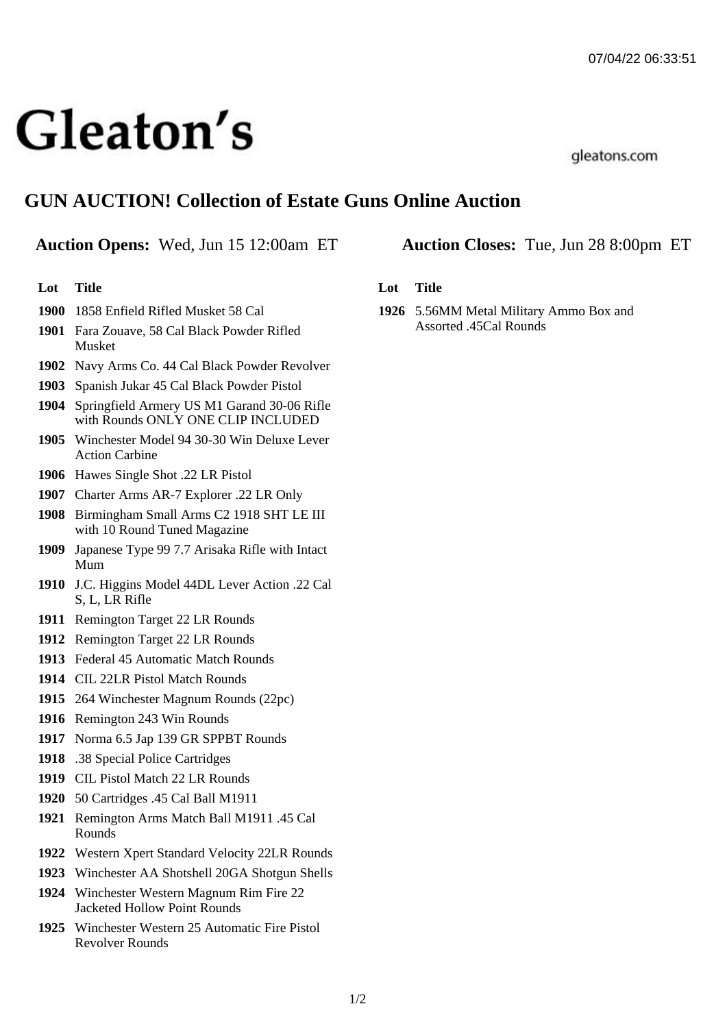# Gleaton's

gleatons.com

## GUN AUCTION! Collection of Estate Guns Online Auction

**Auction Opens:** Wed, Jun 15 12:00am ET

**Auction Closes:** Tue, Jun 28 8:00pm ET

| Lot | Title |
|---|---|
| 1900 | 1858 Enfield Rifled Musket 58 Cal |
| 1901 | Fara Zouave, 58 Cal Black Powder Rifled Musket |
| 1902 | Navy Arms Co. 44 Cal Black Powder Revolver |
| 1903 | Spanish Jukar 45 Cal Black Powder Pistol |
| 1904 | Springfield Armery US M1 Garand 30-06 Rifle with Rounds ONLY ONE CLIP INCLUDED |
| 1905 | Winchester Model 94 30-30 Win Deluxe Lever Action Carbine |
| 1906 | Hawes Single Shot .22 LR Pistol |
| 1907 | Charter Arms AR-7 Explorer .22 LR Only |
| 1908 | Birmingham Small Arms C2 1918 SHT LE III with 10 Round Tuned Magazine |
| 1909 | Japanese Type 99 7.7 Arisaka Rifle with Intact Mum |
| 1910 | J.C. Higgins Model 44DL Lever Action .22 Cal S, L, LR Rifle |
| 1911 | Remington Target 22 LR Rounds |
| 1912 | Remington Target 22 LR Rounds |
| 1913 | Federal 45 Automatic Match Rounds |
| 1914 | CIL 22LR Pistol Match Rounds |
| 1915 | 264 Winchester Magnum Rounds (22pc) |
| 1916 | Remington 243 Win Rounds |
| 1917 | Norma 6.5 Jap 139 GR SPPBT Rounds |
| 1918 | .38 Special Police Cartridges |
| 1919 | CIL Pistol Match 22 LR Rounds |
| 1920 | 50 Cartridges .45 Cal Ball M1911 |
| 1921 | Remington Arms Match Ball M1911 .45 Cal Rounds |
| 1922 | Western Xpert Standard Velocity 22LR Rounds |
| 1923 | Winchester AA Shotshell 20GA Shotgun Shells |
| 1924 | Winchester Western Magnum Rim Fire 22 Jacketed Hollow Point Rounds |
| 1925 | Winchester Western 25 Automatic Fire Pistol Revolver Rounds |
| 1926 | 5.56MM Metal Military Ammo Box and Assorted .45Cal Rounds |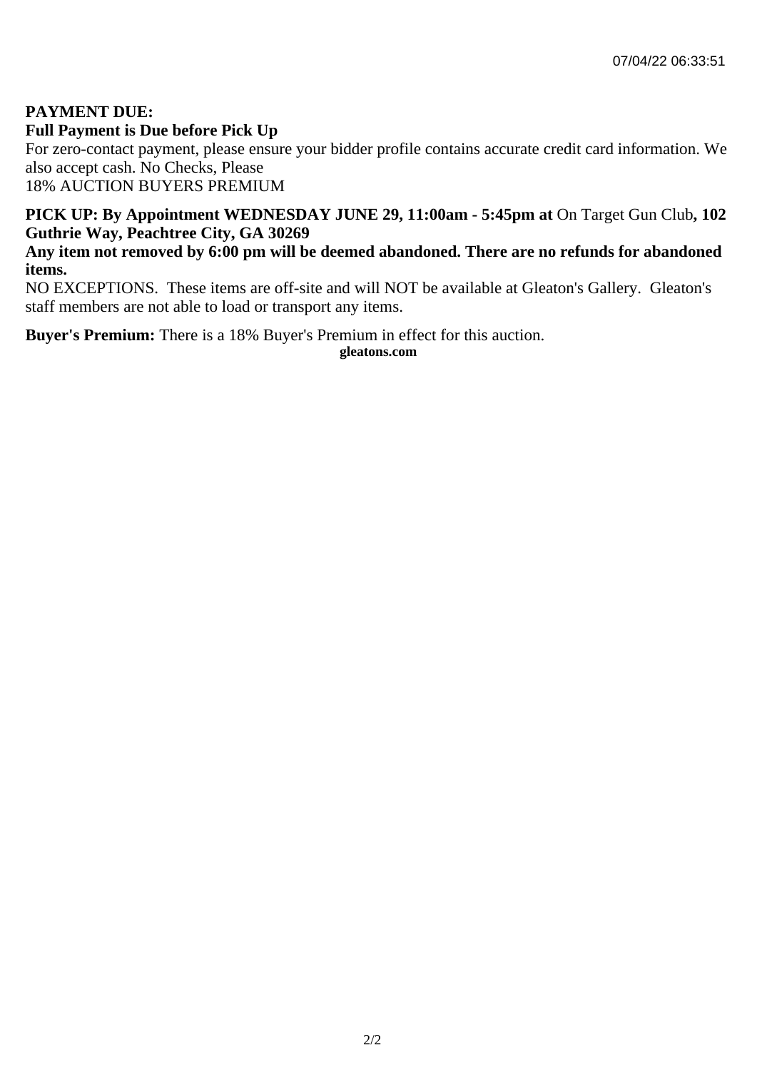**PAYMENT DUE:**

**Full Payment is Due before Pick Up**

For zero-contact payment, please ensure your bidder profile contains accurate credit card information. We also accept cash. No Checks, Please

18% AUCTION BUYERS PREMIUM

**PICK UP: By Appointment WEDNESDAY JUNE 29, 11:00am - 5:45pm at** On Target Gun Club**, 102 Guthrie Way, Peachtree City, GA 30269**

**Any item not removed by 6:00 pm will be deemed abandoned. There are no refunds for abandoned items.**

NO EXCEPTIONS. These items are off-site and will NOT be available at Gleaton's Gallery. Gleaton's staff members are not able to load or transport any items.

**Buyer's Premium:** There is a 18% Buyer's Premium in effect for this auction.

**gleatons.com**